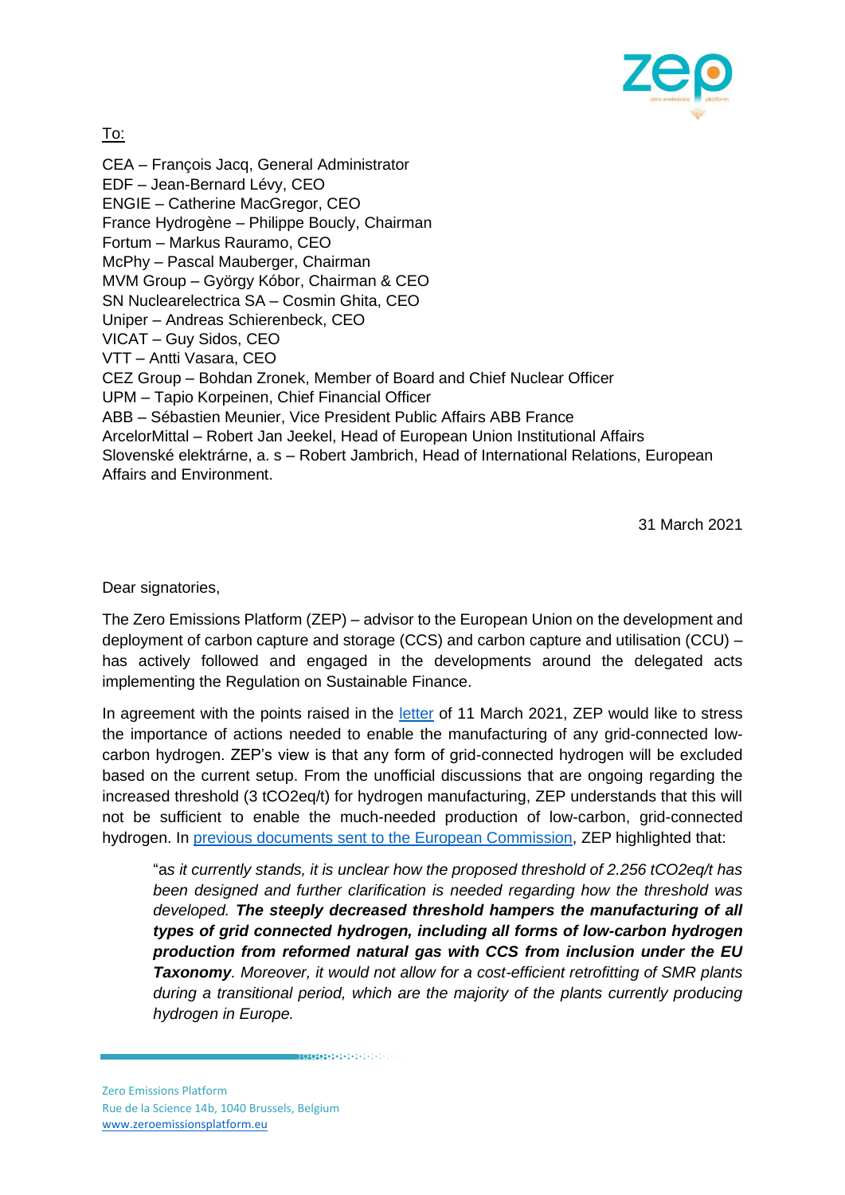To:

CEA – François Jacq, General Administrator
EDF – Jean-Bernard Lévy, CEO
ENGIE – Catherine MacGregor, CEO
France Hydrogène – Philippe Boucly, Chairman
Fortum – Markus Rauramo, CEO
McPhy – Pascal Mauberger, Chairman
MVM Group – György Kóbor, Chairman & CEO
SN Nuclearelectrica SA – Cosmin Ghita, CEO
Uniper – Andreas Schierenbeck, CEO
VICAT – Guy Sidos, CEO
VTT – Antti Vasara, CEO
CEZ Group – Bohdan Zronek, Member of Board and Chief Nuclear Officer
UPM – Tapio Korpeinen, Chief Financial Officer
ABB – Sébastien Meunier, Vice President Public Affairs ABB France
ArcelorMittal – Robert Jan Jeekel, Head of European Union Institutional Affairs
Slovenské elektrárne, a. s – Robert Jambrich, Head of International Relations, European Affairs and Environment.

31 March 2021

Dear signatories,

The Zero Emissions Platform (ZEP) – advisor to the European Union on the development and deployment of carbon capture and storage (CCS) and carbon capture and utilisation (CCU) – has actively followed and engaged in the developments around the delegated acts implementing the Regulation on Sustainable Finance.

In agreement with the points raised in the letter of 11 March 2021, ZEP would like to stress the importance of actions needed to enable the manufacturing of any grid-connected low-carbon hydrogen. ZEP's view is that any form of grid-connected hydrogen will be excluded based on the current setup. From the unofficial discussions that are ongoing regarding the increased threshold (3 tCO2eq/t) for hydrogen manufacturing, ZEP understands that this will not be sufficient to enable the much-needed production of low-carbon, grid-connected hydrogen. In previous documents sent to the European Commission, ZEP highlighted that:

> "*as it currently stands, it is unclear how the proposed threshold of 2.256 tCO2eq/t has been designed and further clarification is needed regarding how the threshold was developed.* ***The steeply decreased threshold hampers the manufacturing of all types of grid connected hydrogen, including all forms of low-carbon hydrogen production from reformed natural gas with CCS from inclusion under the EU Taxonomy****. Moreover, it would not allow for a cost-efficient retrofitting of SMR plants during a transitional period, which are the majority of the plants currently producing hydrogen in Europe.*

Zero Emissions Platform
Rue de la Science 14b, 1040 Brussels, Belgium
www.zeroemissionsplatform.eu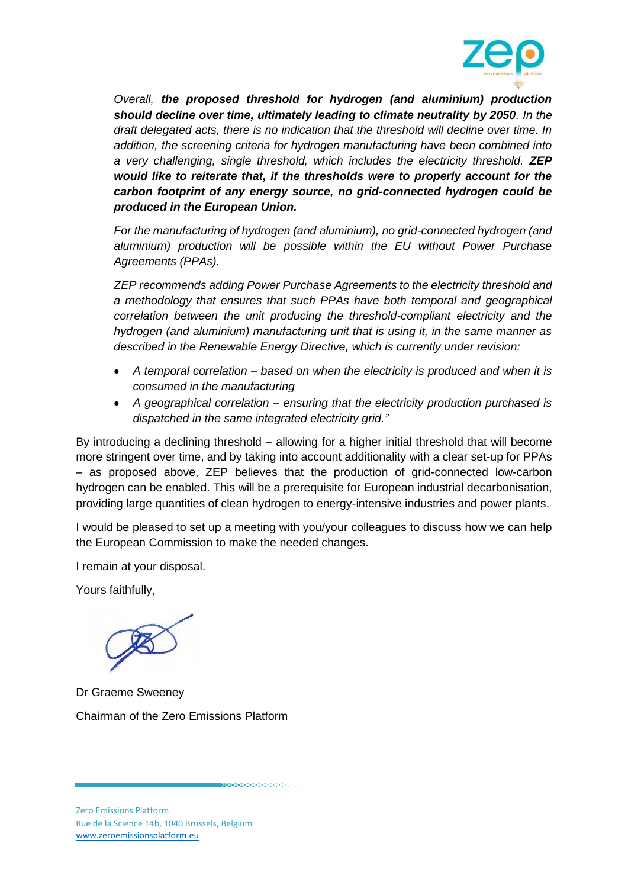*Overall, **the proposed threshold for hydrogen (and aluminium) production should decline over time, ultimately leading to climate neutrality by 2050**. In the draft delegated acts, there is no indication that the threshold will decline over time. In addition, the screening criteria for hydrogen manufacturing have been combined into a very challenging, single threshold, which includes the electricity threshold. **ZEP would like to reiterate that, if the thresholds were to properly account for the carbon footprint of any energy source, no grid-connected hydrogen could be produced in the European Union.***

*For the manufacturing of hydrogen (and aluminium), no grid-connected hydrogen (and aluminium) production will be possible within the EU without Power Purchase Agreements (PPAs).*

*ZEP recommends adding Power Purchase Agreements to the electricity threshold and a methodology that ensures that such PPAs have both temporal and geographical correlation between the unit producing the threshold-compliant electricity and the hydrogen (and aluminium) manufacturing unit that is using it, in the same manner as described in the Renewable Energy Directive, which is currently under revision:*

- *A temporal correlation – based on when the electricity is produced and when it is consumed in the manufacturing*
- *A geographical correlation – ensuring that the electricity production purchased is dispatched in the same integrated electricity grid."*

By introducing a declining threshold – allowing for a higher initial threshold that will become more stringent over time, and by taking into account additionality with a clear set-up for PPAs – as proposed above, ZEP believes that the production of grid-connected low-carbon hydrogen can be enabled. This will be a prerequisite for European industrial decarbonisation, providing large quantities of clean hydrogen to energy-intensive industries and power plants.

I would be pleased to set up a meeting with you/your colleagues to discuss how we can help the European Commission to make the needed changes.

I remain at your disposal.

Yours faithfully,

Dr Graeme Sweeney

Chairman of the Zero Emissions Platform

Zero Emissions Platform
Rue de la Science 14b, 1040 Brussels, Belgium
www.zeroemissionsplatform.eu